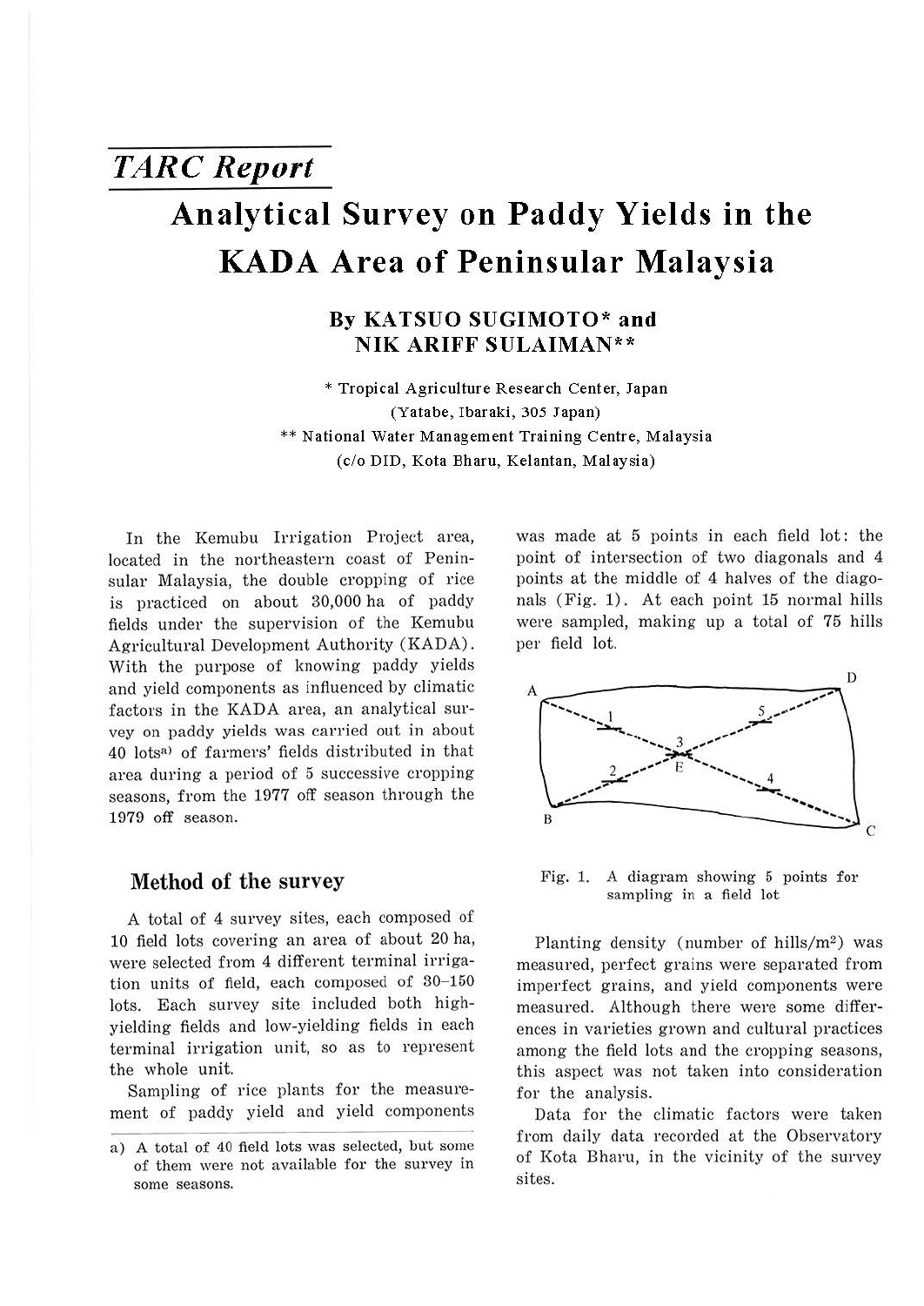*TARC Report*

# Analytical Survey on Paddy Yields in the KADA Area of Peninsular Malaysia

### By KATSUO SUGIMOTO* and NIK ARIFF SULAIMAN**

\* Tropical Agriculture Research Center, Japan (Yatabe, Ibaraki, 305 Japan)
\** National Water Management Training Centre, Malaysia (c/o DID, Kota Bharu, Kelantan, Malaysia)

In the Kemubu Irrigation Project area, located in the northeastern coast of Peninsular Malaysia, the double cropping of rice is practiced on about 30,000 ha of paddy fields under the supervision of the Kemubu Agricultural Development Authority (KADA). With the purpose of knowing paddy yields and yield components as influenced by climatic factors in the KADA area, an analytical survey on paddy yields was carried out in about 40 lots[a] of farmers' fields distributed in that area during a period of 5 successive cropping seasons, from the 1977 off season through the 1979 off season.

## Method of the survey

A total of 4 survey sites, each composed of 10 field lots covering an area of about 20 ha, were selected from 4 different terminal irrigation units of field, each composed of 30–150 lots. Each survey site included both high-yielding fields and low-yielding fields in each terminal irrigation unit, so as to represent the whole unit.

Sampling of rice plants for the measurement of paddy yield and yield components was made at 5 points in each field lot: the point of intersection of two diagonals and 4 points at the middle of 4 halves of the diagonals (Fig. 1). At each point 15 normal hills were sampled, making up a total of 75 hills per field lot.

Fig. 1. A diagram showing 5 points for sampling in a field lot

Planting density (number of hills/m$^2$) was measured, perfect grains were separated from imperfect grains, and yield components were measured. Although there were some differences in varieties grown and cultural practices among the field lots and the cropping seasons, this aspect was not taken into consideration for the analysis.

Data for the climatic factors were taken from daily data recorded at the Observatory of Kota Bharu, in the vicinity of the survey sites.

a) A total of 40 field lots was selected, but some of them were not available for the survey in some seasons.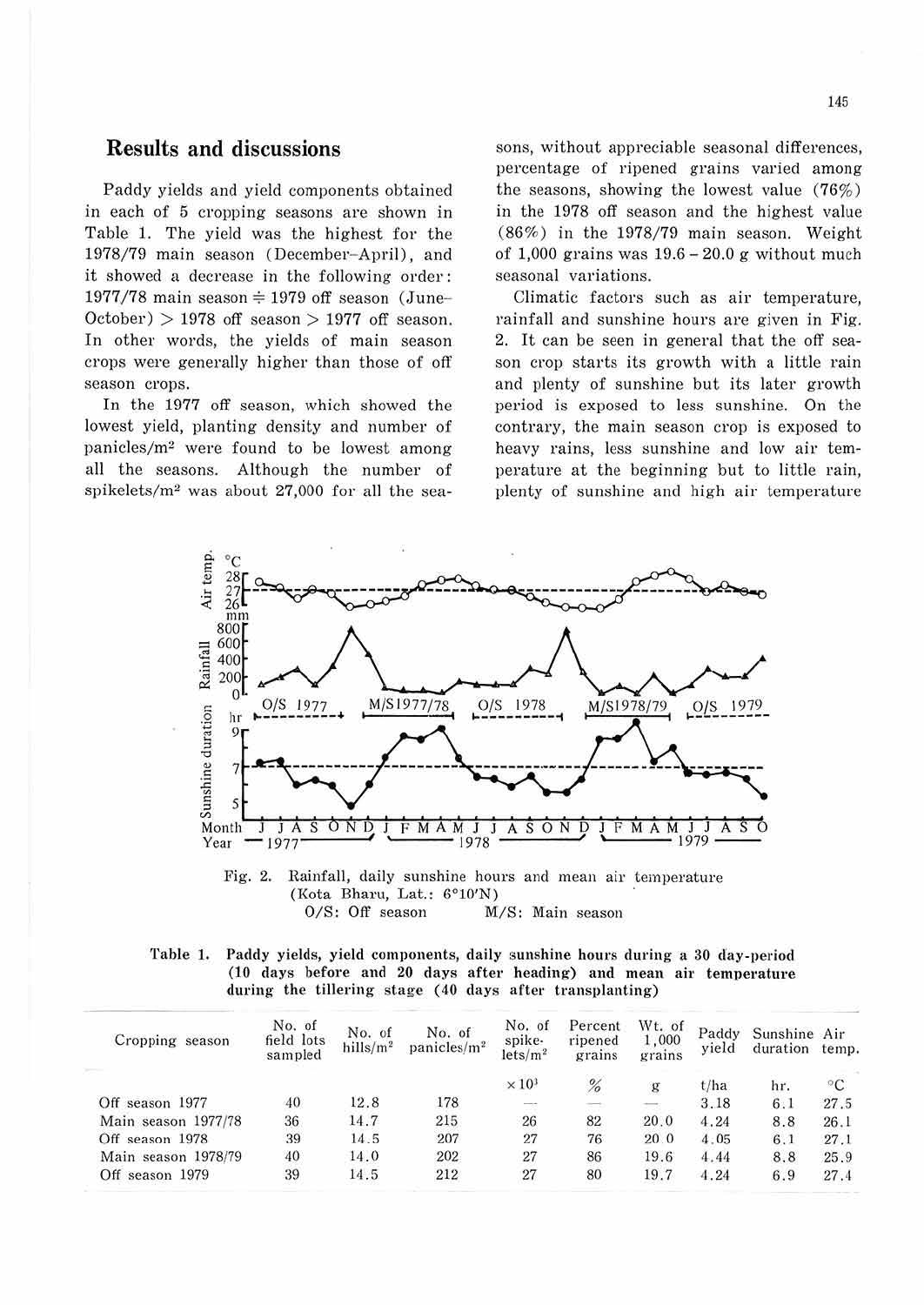## Results and discussions

Paddy yields and yield components obtained in each of 5 cropping seasons are shown in Table 1. The yield was the highest for the 1978/79 main season (December–April), and it showed a decrease in the following order: 1977/78 main season ≒ 1979 off season (June–October) > 1978 off season > 1977 off season. In other words, the yields of main season crops were generally higher than those of off season crops.

In the 1977 off season, which showed the lowest yield, planting density and number of panicles/m² were found to be lowest among all the seasons. Although the number of spikelets/m² was about 27,000 for all the seasons, without appreciable seasonal differences, percentage of ripened grains varied among the seasons, showing the lowest value (76%) in the 1978 off season and the highest value (86%) in the 1978/79 main season. Weight of 1,000 grains was 19.6 – 20.0 g without much seasonal variations.

Climatic factors such as air temperature, rainfall and sunshine hours are given in Fig. 2. It can be seen in general that the off season crop starts its growth with a little rain and plenty of sunshine but its later growth period is exposed to less sunshine. On the contrary, the main season crop is exposed to heavy rains, less sunshine and low air temperature at the beginning but to little rain, plenty of sunshine and high air temperature

Fig. 2. Rainfall, daily sunshine hours and mean air temperature (Kota Bharu, Lat.: 6°10'N)
O/S: Off season M/S: Main season

Table 1. Paddy yields, yield components, daily sunshine hours during a 30 day-period (10 days before and 20 days after heading) and mean air temperature during the tillering stage (40 days after transplanting)

| Cropping season | No. of field lots sampled | No. of hills/m² | No. of panicles/m² | No. of spikelets/m² | Percent ripened grains | Wt. of 1,000 grains | Paddy yield | Sunshine duration | Air temp. |
|---|---|---|---|---|---|---|---|---|---|
| | | | | $\times 10^3$ | % | g | t/ha | hr. | °C |
| Off season 1977 | 40 | 12.8 | 178 | — | — | — | 3.18 | 6.1 | 27.5 |
| Main season 1977/78 | 36 | 14.7 | 215 | 26 | 82 | 20.0 | 4.24 | 8.8 | 26.1 |
| Off season 1978 | 39 | 14.5 | 207 | 27 | 76 | 20.0 | 4.05 | 6.1 | 27.1 |
| Main season 1978/79 | 40 | 14.0 | 202 | 27 | 86 | 19.6 | 4.44 | 8.8 | 25.9 |
| Off season 1979 | 39 | 14.5 | 212 | 27 | 80 | 19.7 | 4.24 | 6.9 | 27.4 |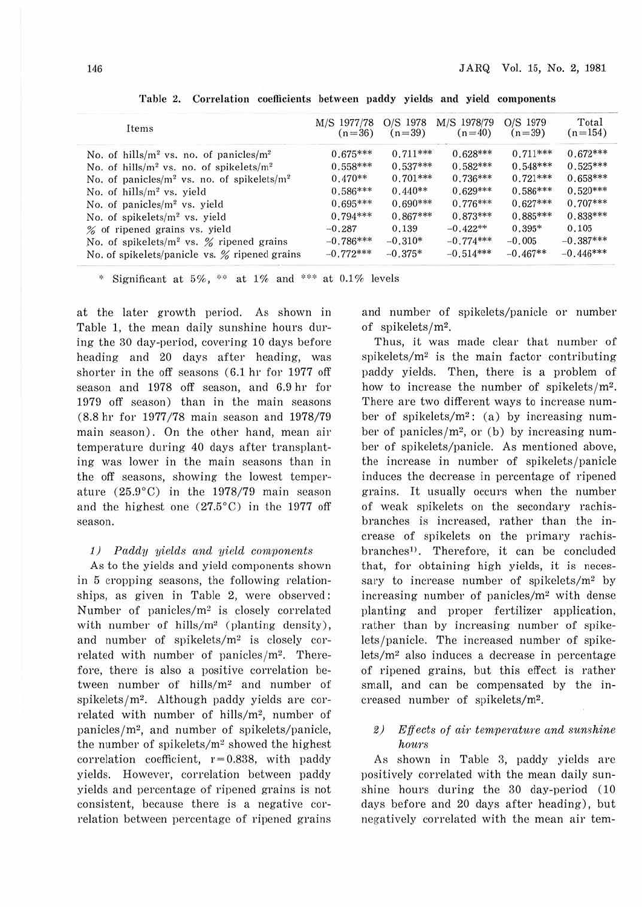Table 2. Correlation coefficients between paddy yields and yield components

| Items | M/S 1977/78 (n=36) | O/S 1978 (n=39) | M/S 1978/79 (n=40) | O/S 1979 (n=39) | Total (n=154) |
|---|---|---|---|---|---|
| No. of hills/m$^2$ vs. no. of panicles/m$^2$ | 0.675*** | 0.711*** | 0.628*** | 0.711*** | 0.672*** |
| No. of hills/m$^2$ vs. no. of spikelets/m$^2$ | 0.558*** | 0.537*** | 0.582*** | 0.548*** | 0.525*** |
| No. of panicles/m$^2$ vs. no. of spikelets/m$^2$ | 0.470** | 0.701*** | 0.736*** | 0.721*** | 0.658*** |
| No. of hills/m$^2$ vs. yield | 0.586*** | 0.440** | 0.629*** | 0.586*** | 0.520*** |
| No. of panicles/m$^2$ vs. yield | 0.695*** | 0.690*** | 0.776*** | 0.627*** | 0.707*** |
| No. of spikelets/m$^2$ vs. yield | 0.794*** | 0.867*** | 0.873*** | 0.885*** | 0.838*** |
| % of ripened grains vs. yield | −0.287 | 0.139 | −0.422** | 0.395* | 0.105 |
| No. of spikelets/m$^2$ vs. % ripened grains | −0.786*** | −0.310* | −0.774*** | −0.005 | −0.387*** |
| No. of spikelets/panicle vs. % ripened grains | −0.772*** | −0.375* | −0.514*** | −0.467** | −0.446*** |

\* Significant at 5%, ** at 1% and *** at 0.1% levels

at the later growth period. As shown in Table 1, the mean daily sunshine hours during the 30 day-period, covering 10 days before heading and 20 days after heading, was shorter in the off seasons (6.1 hr for 1977 off season and 1978 off season, and 6.9 hr for 1979 off season) than in the main seasons (8.8 hr for 1977/78 main season and 1978/79 main season). On the other hand, mean air temperature during 40 days after transplanting was lower in the main seasons than in the off seasons, showing the lowest temperature (25.9°C) in the 1978/79 main season and the highest one (27.5°C) in the 1977 off season.

### 1) *Paddy yields and yield components*

As to the yields and yield components shown in 5 cropping seasons, the following relationships, as given in Table 2, were observed: Number of panicles/m$^2$ is closely correlated with number of hills/m$^2$ (planting density), and number of spikelets/m$^2$ is closely correlated with number of panicles/m$^2$. Therefore, there is also a positive correlation between number of hills/m$^2$ and number of spikelets/m$^2$. Although paddy yields are correlated with number of hills/m$^2$, number of panicles/m$^2$, and number of spikelets/panicle, the number of spikelets/m$^2$ showed the highest correlation coefficient, $r = 0.838$, with paddy yields. However, correlation between paddy yields and percentage of ripened grains is not consistent, because there is a negative correlation between percentage of ripened grains and number of spikelets/panicle or number of spikelets/m$^2$.

Thus, it was made clear that number of spikelets/m$^2$ is the main factor contributing paddy yields. Then, there is a problem of how to increase the number of spikelets/m$^2$. There are two different ways to increase number of spikelets/m$^2$: (a) by increasing number of panicles/m$^2$, or (b) by increasing number of spikelets/panicle. As mentioned above, the increase in number of spikelets/panicle induces the decrease in percentage of ripened grains. It usually occurs when the number of weak spikelets on the secondary rachis-branches is increased, rather than the increase of spikelets on the primary rachis-branches[1]. Therefore, it can be concluded that, for obtaining high yields, it is necessary to increase number of spikelets/m$^2$ by increasing number of panicles/m$^2$ with dense planting and proper fertilizer application, rather than by increasing number of spikelets/panicle. The increased number of spikelets/m$^2$ also induces a decrease in percentage of ripened grains, but this effect is rather small, and can be compensated by the increased number of spikelets/m$^2$.

### 2) *Effects of air temperature and sunshine hours*

As shown in Table 3, paddy yields are positively correlated with the mean daily sunshine hours during the 30 day-period (10 days before and 20 days after heading), but negatively correlated with the mean air tem-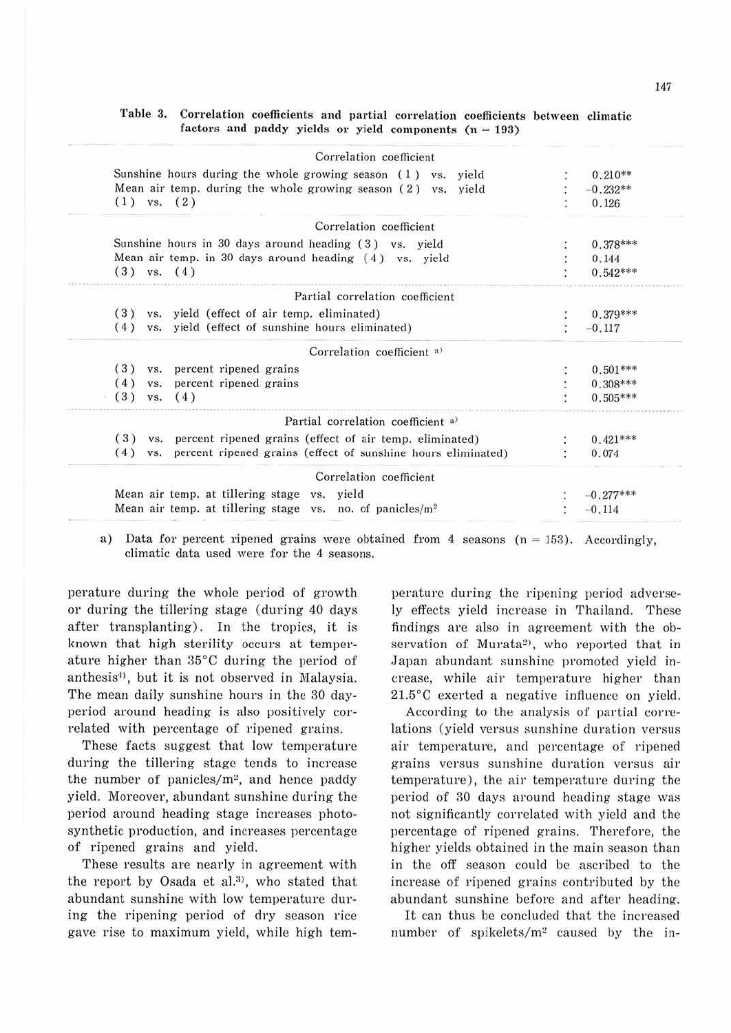Table 3. Correlation coefficients and partial correlation coefficients between climatic factors and paddy yields or yield components (n = 193)

| | | |
|---|---|---|
| **Correlation coefficient** | | |
| Sunshine hours during the whole growing season (1) vs. yield | : | 0.210** |
| Mean air temp. during the whole growing season (2) vs. yield | : | -0.232** |
| (1) vs. (2) | : | 0.126 |
| **Correlation coefficient** | | |
| Sunshine hours in 30 days around heading (3) vs. yield | : | 0.378*** |
| Mean air temp. in 30 days around heading (4) vs. yield | : | 0.144 |
| (3) vs. (4) | : | 0.542*** |
| **Partial correlation coefficient** | | |
| (3) vs. yield (effect of air temp. eliminated) | : | 0.379*** |
| (4) vs. yield (effect of sunshine hours eliminated) | : | -0.117 |
| **Correlation coefficient [a)]** | | |
| (3) vs. percent ripened grains | : | 0.501*** |
| (4) vs. percent ripened grains | : | 0.308*** |
| (3) vs. (4) | : | 0.505*** |
| **Partial correlation coefficient [a)]** | | |
| (3) vs. percent ripened grains (effect of air temp. eliminated) | : | 0.421*** |
| (4) vs. percent ripened grains (effect of sunshine hours eliminated) | : | 0.074 |
| **Correlation coefficient** | | |
| Mean air temp. at tillering stage vs. yield | : | -0.277*** |
| Mean air temp. at tillering stage vs. no. of panicles/m² | : | -0.114 |

a) Data for percent ripened grains were obtained from 4 seasons (n = 153). Accordingly, climatic data used were for the 4 seasons.

perature during the whole period of growth or during the tillering stage (during 40 days after transplanting). In the tropics, it is known that high sterility occurs at temperature higher than 35°C during the period of anthesis[4], but it is not observed in Malaysia. The mean daily sunshine hours in the 30 day-period around heading is also positively correlated with percentage of ripened grains.

These facts suggest that low temperature during the tillering stage tends to increase the number of panicles/m², and hence paddy yield. Moreover, abundant sunshine during the period around heading stage increases photosynthetic production, and increases percentage of ripened grains and yield.

These results are nearly in agreement with the report by Osada et al.[3], who stated that abundant sunshine with low temperature during the ripening period of dry season rice gave rise to maximum yield, while high temperature during the ripening period adversely effects yield increase in Thailand. These findings are also in agreement with the observation of Murata[2], who reported that in Japan abundant sunshine promoted yield increase, while air temperature higher than 21.5°C exerted a negative influence on yield.

According to the analysis of partial correlations (yield versus sunshine duration versus air temperature, and percentage of ripened grains versus sunshine duration versus air temperature), the air temperature during the period of 30 days around heading stage was not significantly correlated with yield and the percentage of ripened grains. Therefore, the higher yields obtained in the main season than in the off season could be ascribed to the increase of ripened grains contributed by the abundant sunshine before and after heading.

It can thus be concluded that the increased number of spikelets/m² caused by the in-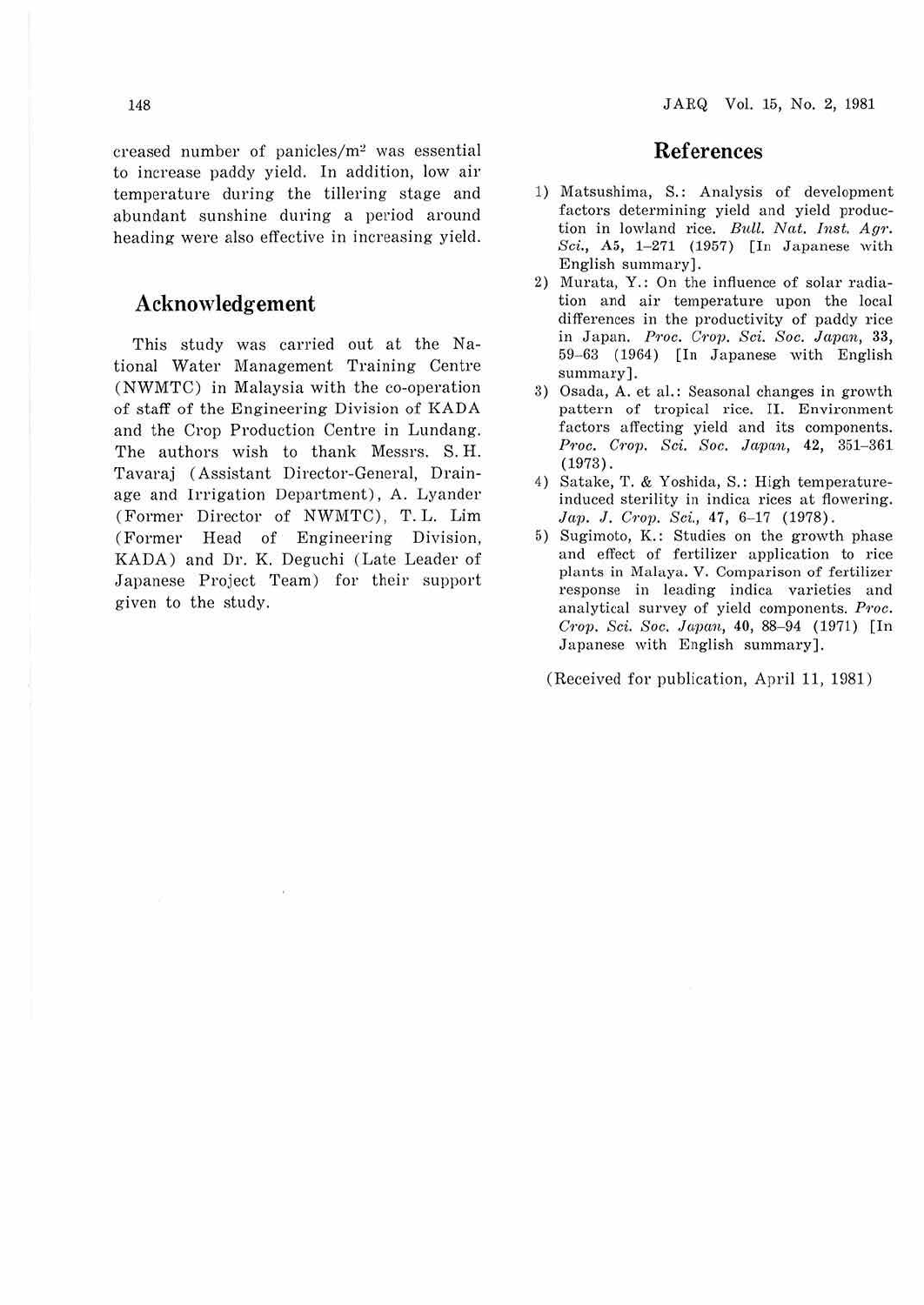creased number of panicles/m$^2$ was essential to increase paddy yield. In addition, low air temperature during the tillering stage and abundant sunshine during a period around heading were also effective in increasing yield.

## Acknowledgement

This study was carried out at the National Water Management Training Centre (NWMTC) in Malaysia with the co-operation of staff of the Engineering Division of KADA and the Crop Production Centre in Lundang. The authors wish to thank Messrs. S. H. Tavaraj (Assistant Director-General, Drainage and Irrigation Department), A. Lyander (Former Director of NWMTC), T. L. Lim (Former Head of Engineering Division, KADA) and Dr. K. Deguchi (Late Leader of Japanese Project Team) for their support given to the study.

## References

1) Matsushima, S.: Analysis of development factors determining yield and yield production in lowland rice. *Bull. Nat. Inst. Agr. Sci.*, A5, 1–271 (1957) [In Japanese with English summary].
2) Murata, Y.: On the influence of solar radiation and air temperature upon the local differences in the productivity of paddy rice in Japan. *Proc. Crop. Sci. Soc. Japan*, **33**, 59–63 (1964) [In Japanese with English summary].
3) Osada, A. et al.: Seasonal changes in growth pattern of tropical rice. II. Environment factors affecting yield and its components. *Proc. Crop. Sci. Soc. Japan*, **42**, 351–361 (1973).
4) Satake, T. & Yoshida, S.: High temperature-induced sterility in indica rices at flowering. *Jap. J. Crop. Sci.*, **47**, 6–17 (1978).
5) Sugimoto, K.: Studies on the growth phase and effect of fertilizer application to rice plants in Malaya. V. Comparison of fertilizer response in leading indica varieties and analytical survey of yield components. *Proc. Crop. Sci. Soc. Japan*, **40**, 88–94 (1971) [In Japanese with English summary].

(Received for publication, April 11, 1981)